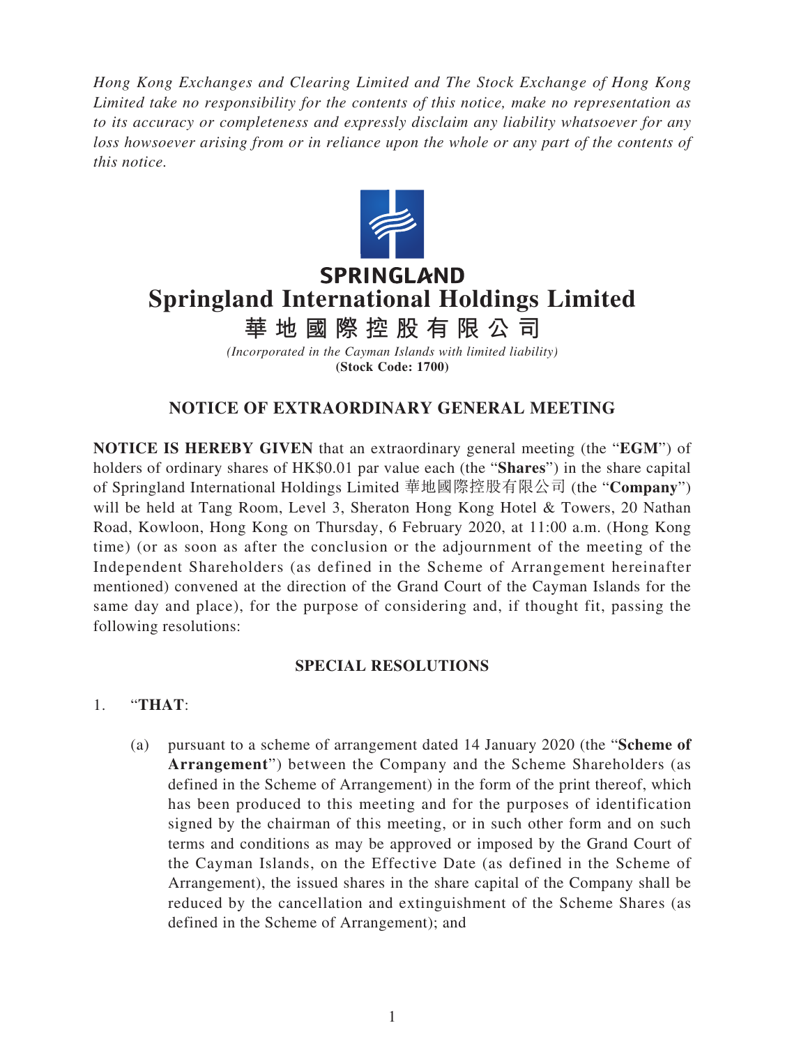*Hong Kong Exchanges and Clearing Limited and The Stock Exchange of Hong Kong Limited take no responsibility for the contents of this notice, make no representation as to its accuracy or completeness and expressly disclaim any liability whatsoever for any loss howsoever arising from or in reliance upon the whole or any part of the contents of this notice.*

**SPRINGLAND**

# Springland International Holdings Limited

# 華地國際控股有限公司

*(Incorporated in the Cayman Islands with limited liability)*
**(Stock Code: 1700)**

## NOTICE OF EXTRAORDINARY GENERAL MEETING

**NOTICE IS HEREBY GIVEN** that an extraordinary general meeting (the "**EGM**") of holders of ordinary shares of HK$0.01 par value each (the "**Shares**") in the share capital of Springland International Holdings Limited 華地國際控股有限公司 (the "**Company**") will be held at Tang Room, Level 3, Sheraton Hong Kong Hotel & Towers, 20 Nathan Road, Kowloon, Hong Kong on Thursday, 6 February 2020, at 11:00 a.m. (Hong Kong time) (or as soon as after the conclusion or the adjournment of the meeting of the Independent Shareholders (as defined in the Scheme of Arrangement hereinafter mentioned) convened at the direction of the Grand Court of the Cayman Islands for the same day and place), for the purpose of considering and, if thought fit, passing the following resolutions:

### SPECIAL RESOLUTIONS

1. "**THAT**:

   (a) pursuant to a scheme of arrangement dated 14 January 2020 (the "**Scheme of Arrangement**") between the Company and the Scheme Shareholders (as defined in the Scheme of Arrangement) in the form of the print thereof, which has been produced to this meeting and for the purposes of identification signed by the chairman of this meeting, or in such other form and on such terms and conditions as may be approved or imposed by the Grand Court of the Cayman Islands, on the Effective Date (as defined in the Scheme of Arrangement), the issued shares in the share capital of the Company shall be reduced by the cancellation and extinguishment of the Scheme Shares (as defined in the Scheme of Arrangement); and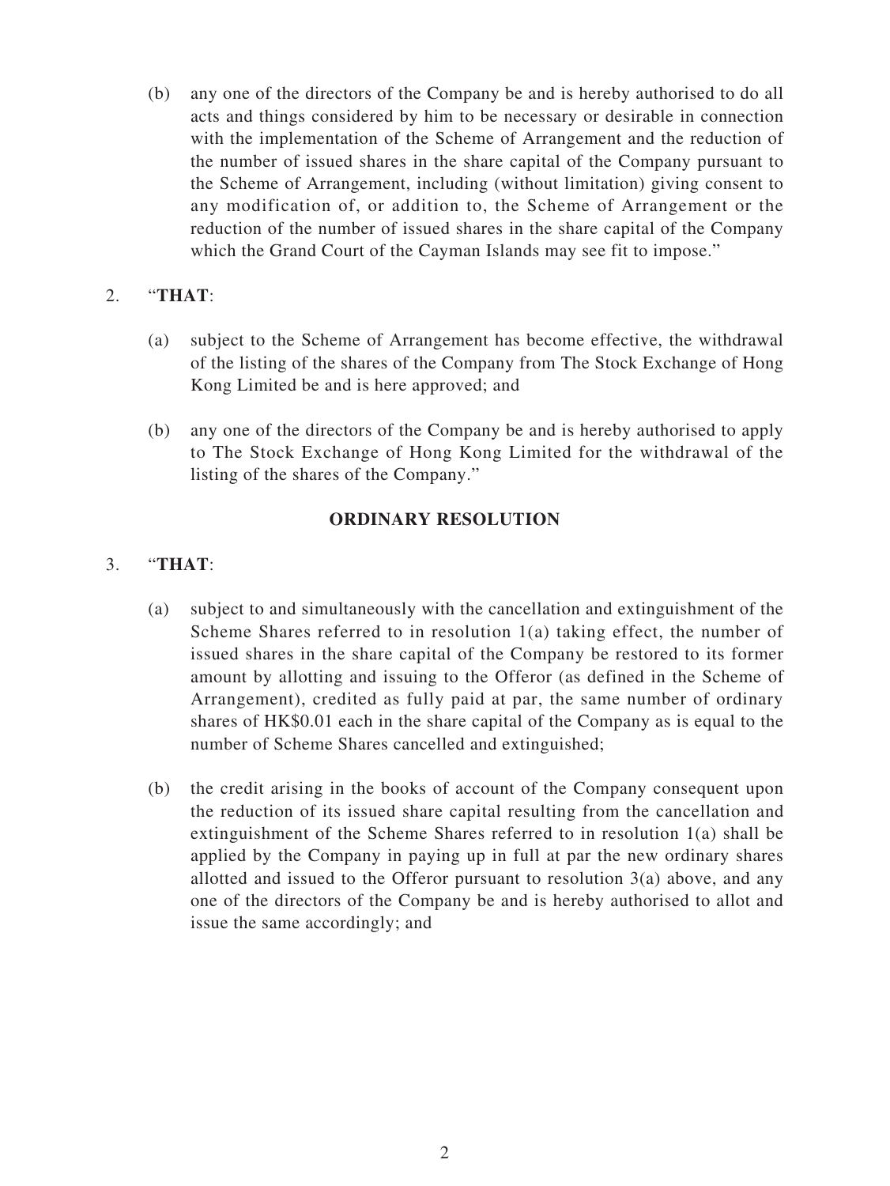(b) any one of the directors of the Company be and is hereby authorised to do all acts and things considered by him to be necessary or desirable in connection with the implementation of the Scheme of Arrangement and the reduction of the number of issued shares in the share capital of the Company pursuant to the Scheme of Arrangement, including (without limitation) giving consent to any modification of, or addition to, the Scheme of Arrangement or the reduction of the number of issued shares in the share capital of the Company which the Grand Court of the Cayman Islands may see fit to impose."

2. "**THAT**:

(a) subject to the Scheme of Arrangement has become effective, the withdrawal of the listing of the shares of the Company from The Stock Exchange of Hong Kong Limited be and is here approved; and

(b) any one of the directors of the Company be and is hereby authorised to apply to The Stock Exchange of Hong Kong Limited for the withdrawal of the listing of the shares of the Company."

**ORDINARY RESOLUTION**

3. "**THAT**:

(a) subject to and simultaneously with the cancellation and extinguishment of the Scheme Shares referred to in resolution 1(a) taking effect, the number of issued shares in the share capital of the Company be restored to its former amount by allotting and issuing to the Offeror (as defined in the Scheme of Arrangement), credited as fully paid at par, the same number of ordinary shares of HK$0.01 each in the share capital of the Company as is equal to the number of Scheme Shares cancelled and extinguished;

(b) the credit arising in the books of account of the Company consequent upon the reduction of its issued share capital resulting from the cancellation and extinguishment of the Scheme Shares referred to in resolution 1(a) shall be applied by the Company in paying up in full at par the new ordinary shares allotted and issued to the Offeror pursuant to resolution 3(a) above, and any one of the directors of the Company be and is hereby authorised to allot and issue the same accordingly; and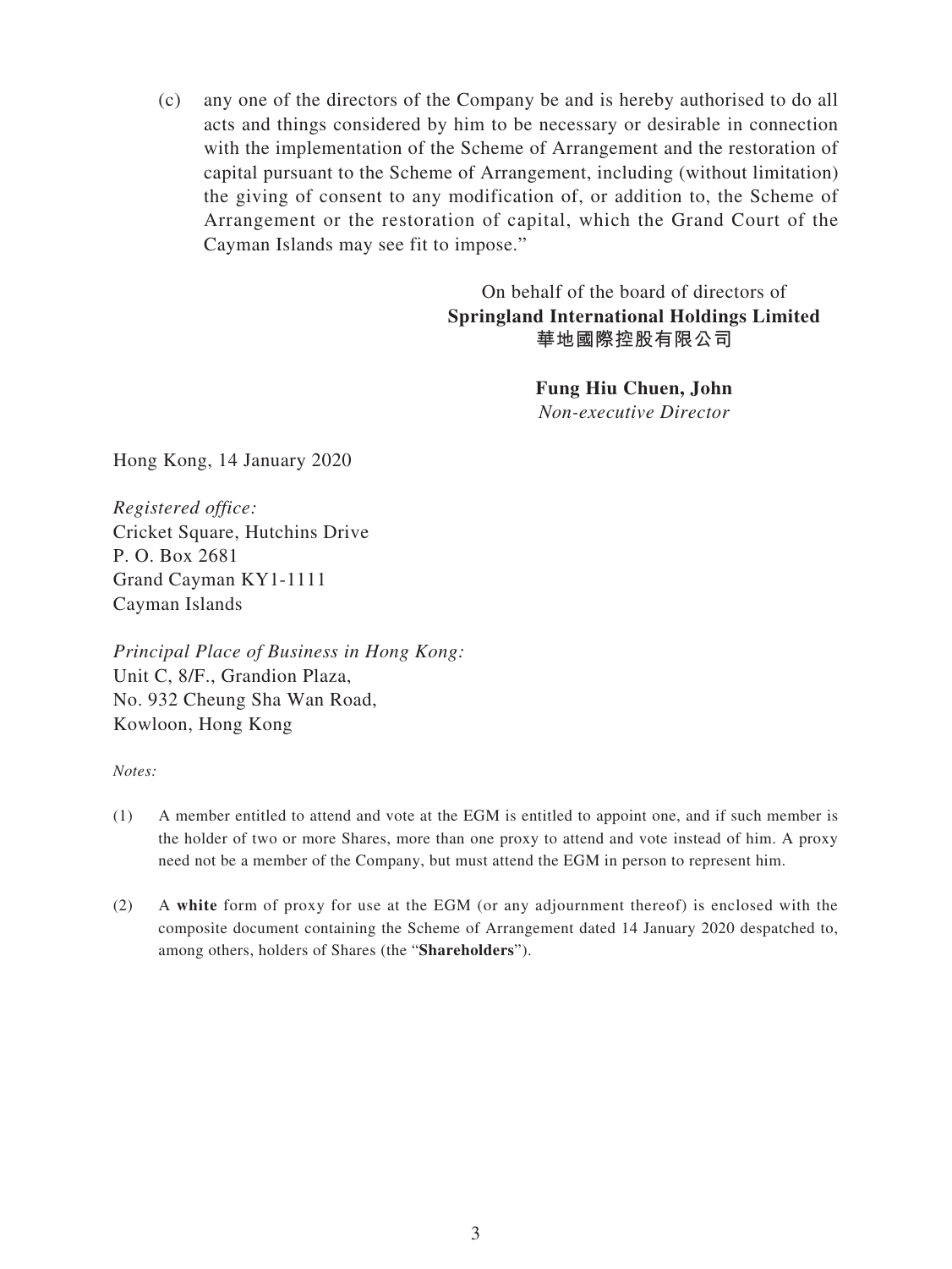(c) any one of the directors of the Company be and is hereby authorised to do all acts and things considered by him to be necessary or desirable in connection with the implementation of the Scheme of Arrangement and the restoration of capital pursuant to the Scheme of Arrangement, including (without limitation) the giving of consent to any modification of, or addition to, the Scheme of Arrangement or the restoration of capital, which the Grand Court of the Cayman Islands may see fit to impose."

On behalf of the board of directors of
**Springland International Holdings Limited**
**華地國際控股有限公司**

**Fung Hiu Chuen, John**
*Non-executive Director*

Hong Kong, 14 January 2020

*Registered office:*
Cricket Square, Hutchins Drive
P. O. Box 2681
Grand Cayman KY1-1111
Cayman Islands

*Principal Place of Business in Hong Kong:*
Unit C, 8/F., Grandion Plaza,
No. 932 Cheung Sha Wan Road,
Kowloon, Hong Kong

*Notes:*

(1) A member entitled to attend and vote at the EGM is entitled to appoint one, and if such member is the holder of two or more Shares, more than one proxy to attend and vote instead of him. A proxy need not be a member of the Company, but must attend the EGM in person to represent him.

(2) A **white** form of proxy for use at the EGM (or any adjournment thereof) is enclosed with the composite document containing the Scheme of Arrangement dated 14 January 2020 despatched to, among others, holders of Shares (the "**Shareholders**").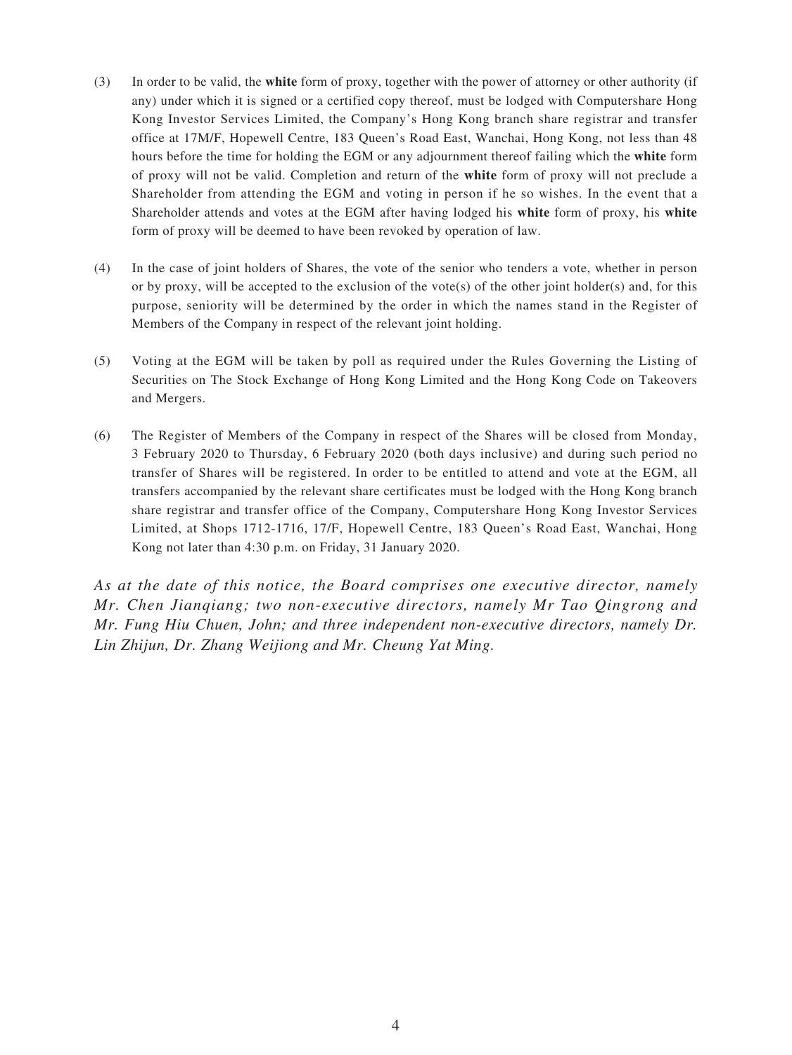(3) In order to be valid, the **white** form of proxy, together with the power of attorney or other authority (if any) under which it is signed or a certified copy thereof, must be lodged with Computershare Hong Kong Investor Services Limited, the Company's Hong Kong branch share registrar and transfer office at 17M/F, Hopewell Centre, 183 Queen's Road East, Wanchai, Hong Kong, not less than 48 hours before the time for holding the EGM or any adjournment thereof failing which the **white** form of proxy will not be valid. Completion and return of the **white** form of proxy will not preclude a Shareholder from attending the EGM and voting in person if he so wishes. In the event that a Shareholder attends and votes at the EGM after having lodged his **white** form of proxy, his **white** form of proxy will be deemed to have been revoked by operation of law.

(4) In the case of joint holders of Shares, the vote of the senior who tenders a vote, whether in person or by proxy, will be accepted to the exclusion of the vote(s) of the other joint holder(s) and, for this purpose, seniority will be determined by the order in which the names stand in the Register of Members of the Company in respect of the relevant joint holding.

(5) Voting at the EGM will be taken by poll as required under the Rules Governing the Listing of Securities on The Stock Exchange of Hong Kong Limited and the Hong Kong Code on Takeovers and Mergers.

(6) The Register of Members of the Company in respect of the Shares will be closed from Monday, 3 February 2020 to Thursday, 6 February 2020 (both days inclusive) and during such period no transfer of Shares will be registered. In order to be entitled to attend and vote at the EGM, all transfers accompanied by the relevant share certificates must be lodged with the Hong Kong branch share registrar and transfer office of the Company, Computershare Hong Kong Investor Services Limited, at Shops 1712-1716, 17/F, Hopewell Centre, 183 Queen's Road East, Wanchai, Hong Kong not later than 4:30 p.m. on Friday, 31 January 2020.

*As at the date of this notice, the Board comprises one executive director, namely Mr. Chen Jianqiang; two non-executive directors, namely Mr Tao Qingrong and Mr. Fung Hiu Chuen, John; and three independent non-executive directors, namely Dr. Lin Zhijun, Dr. Zhang Weijiong and Mr. Cheung Yat Ming.*